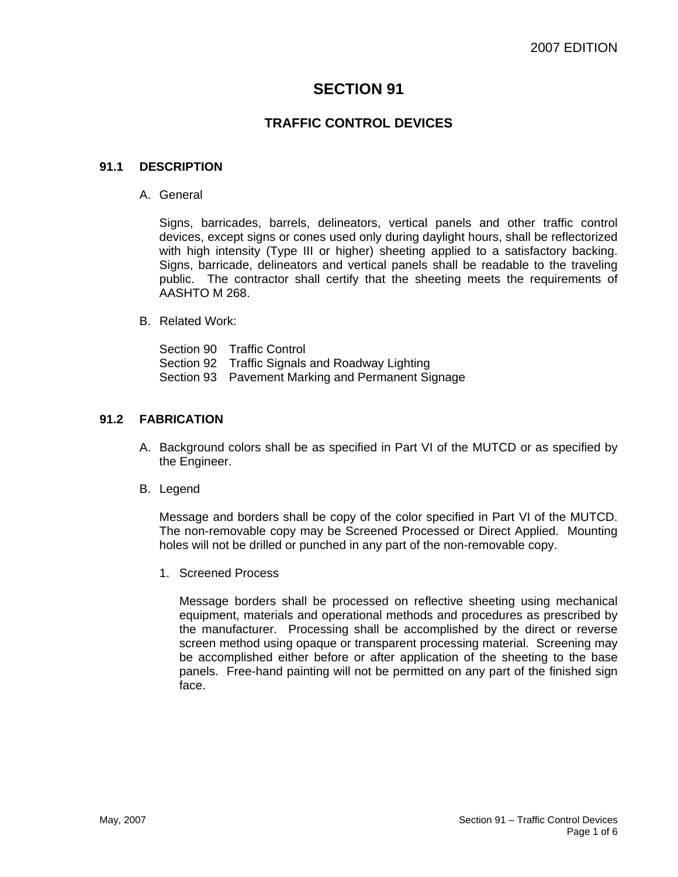# SECTION 91

## TRAFFIC CONTROL DEVICES

### 91.1 DESCRIPTION

A. General

Signs, barricades, barrels, delineators, vertical panels and other traffic control devices, except signs or cones used only during daylight hours, shall be reflectorized with high intensity (Type III or higher) sheeting applied to a satisfactory backing. Signs, barricade, delineators and vertical panels shall be readable to the traveling public. The contractor shall certify that the sheeting meets the requirements of AASHTO M 268.

B. Related Work:

Section 90 Traffic Control
Section 92 Traffic Signals and Roadway Lighting
Section 93 Pavement Marking and Permanent Signage

### 91.2 FABRICATION

A. Background colors shall be as specified in Part VI of the MUTCD or as specified by the Engineer.

B. Legend

Message and borders shall be copy of the color specified in Part VI of the MUTCD. The non-removable copy may be Screened Processed or Direct Applied. Mounting holes will not be drilled or punched in any part of the non-removable copy.

1. Screened Process

   Message borders shall be processed on reflective sheeting using mechanical equipment, materials and operational methods and procedures as prescribed by the manufacturer. Processing shall be accomplished by the direct or reverse screen method using opaque or transparent processing material. Screening may be accomplished either before or after application of the sheeting to the base panels. Free-hand painting will not be permitted on any part of the finished sign face.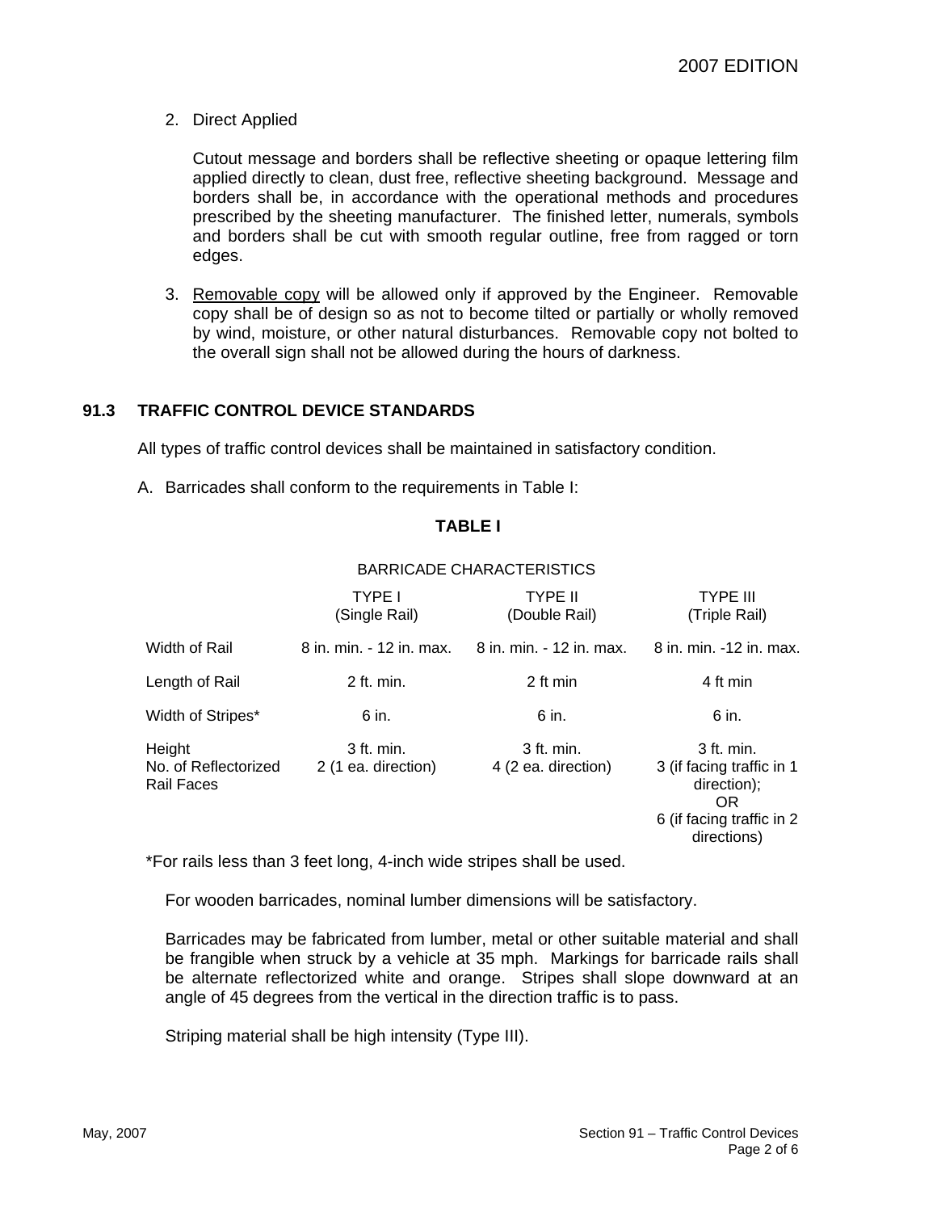2. Direct Applied

   Cutout message and borders shall be reflective sheeting or opaque lettering film applied directly to clean, dust free, reflective sheeting background. Message and borders shall be, in accordance with the operational methods and procedures prescribed by the sheeting manufacturer. The finished letter, numerals, symbols and borders shall be cut with smooth regular outline, free from ragged or torn edges.

3. Removable copy will be allowed only if approved by the Engineer. Removable copy shall be of design so as not to become tilted or partially or wholly removed by wind, moisture, or other natural disturbances. Removable copy not bolted to the overall sign shall not be allowed during the hours of darkness.

## 91.3 TRAFFIC CONTROL DEVICE STANDARDS

All types of traffic control devices shall be maintained in satisfactory condition.

A. Barricades shall conform to the requirements in Table I:

**TABLE I**

BARRICADE CHARACTERISTICS

| | TYPE I (Single Rail) | TYPE II (Double Rail) | TYPE III (Triple Rail) |
|---|---|---|---|
| Width of Rail | 8 in. min. - 12 in. max. | 8 in. min. - 12 in. max. | 8 in. min. -12 in. max. |
| Length of Rail | 2 ft. min. | 2 ft min | 4 ft min |
| Width of Stripes* | 6 in. | 6 in. | 6 in. |
| Height | 3 ft. min. | 3 ft. min. | 3 ft. min. |
| No. of Reflectorized Rail Faces | 2 (1 ea. direction) | 4 (2 ea. direction) | 3 (if facing traffic in 1 direction); OR 6 (if facing traffic in 2 directions) |

*For rails less than 3 feet long, 4-inch wide stripes shall be used.

For wooden barricades, nominal lumber dimensions will be satisfactory.

Barricades may be fabricated from lumber, metal or other suitable material and shall be frangible when struck by a vehicle at 35 mph. Markings for barricade rails shall be alternate reflectorized white and orange. Stripes shall slope downward at an angle of 45 degrees from the vertical in the direction traffic is to pass.

Striping material shall be high intensity (Type III).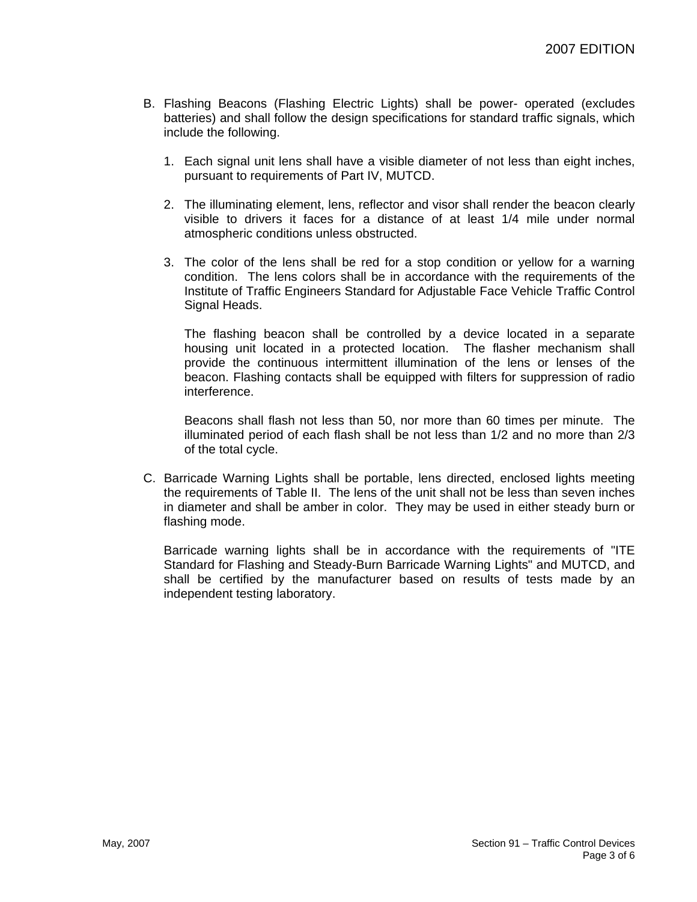B. Flashing Beacons (Flashing Electric Lights) shall be power- operated (excludes batteries) and shall follow the design specifications for standard traffic signals, which include the following.

   1. Each signal unit lens shall have a visible diameter of not less than eight inches, pursuant to requirements of Part IV, MUTCD.

   2. The illuminating element, lens, reflector and visor shall render the beacon clearly visible to drivers it faces for a distance of at least 1/4 mile under normal atmospheric conditions unless obstructed.

   3. The color of the lens shall be red for a stop condition or yellow for a warning condition. The lens colors shall be in accordance with the requirements of the Institute of Traffic Engineers Standard for Adjustable Face Vehicle Traffic Control Signal Heads.

      The flashing beacon shall be controlled by a device located in a separate housing unit located in a protected location. The flasher mechanism shall provide the continuous intermittent illumination of the lens or lenses of the beacon. Flashing contacts shall be equipped with filters for suppression of radio interference.

      Beacons shall flash not less than 50, nor more than 60 times per minute. The illuminated period of each flash shall be not less than 1/2 and no more than 2/3 of the total cycle.

C. Barricade Warning Lights shall be portable, lens directed, enclosed lights meeting the requirements of Table II. The lens of the unit shall not be less than seven inches in diameter and shall be amber in color. They may be used in either steady burn or flashing mode.

   Barricade warning lights shall be in accordance with the requirements of "ITE Standard for Flashing and Steady-Burn Barricade Warning Lights" and MUTCD, and shall be certified by the manufacturer based on results of tests made by an independent testing laboratory.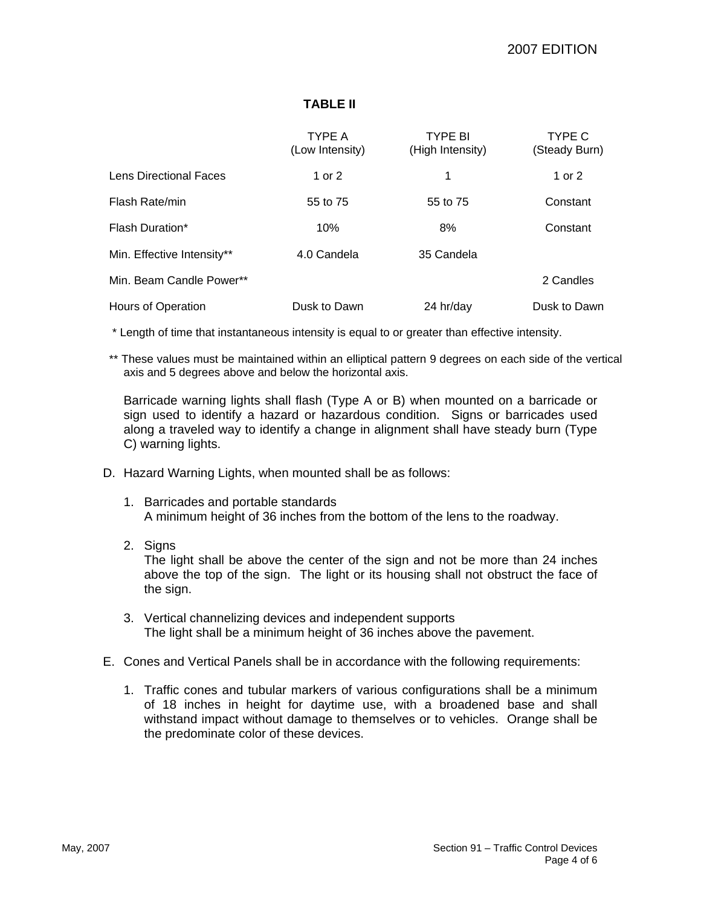**TABLE II**

| | TYPE A (Low Intensity) | TYPE BI (High Intensity) | TYPE C (Steady Burn) |
|---|---|---|---|
| Lens Directional Faces | 1 or 2 | 1 | 1 or 2 |
| Flash Rate/min | 55 to 75 | 55 to 75 | Constant |
| Flash Duration* | 10% | 8% | Constant |
| Min. Effective Intensity** | 4.0 Candela | 35 Candela | |
| Min. Beam Candle Power** | | | 2 Candles |
| Hours of Operation | Dusk to Dawn | 24 hr/day | Dusk to Dawn |

\* Length of time that instantaneous intensity is equal to or greater than effective intensity.

\*\* These values must be maintained within an elliptical pattern 9 degrees on each side of the vertical axis and 5 degrees above and below the horizontal axis.

Barricade warning lights shall flash (Type A or B) when mounted on a barricade or sign used to identify a hazard or hazardous condition. Signs or barricades used along a traveled way to identify a change in alignment shall have steady burn (Type C) warning lights.

D. Hazard Warning Lights, when mounted shall be as follows:

1. Barricades and portable standards
   A minimum height of 36 inches from the bottom of the lens to the roadway.

2. Signs
   The light shall be above the center of the sign and not be more than 24 inches above the top of the sign. The light or its housing shall not obstruct the face of the sign.

3. Vertical channelizing devices and independent supports
   The light shall be a minimum height of 36 inches above the pavement.

E. Cones and Vertical Panels shall be in accordance with the following requirements:

1. Traffic cones and tubular markers of various configurations shall be a minimum of 18 inches in height for daytime use, with a broadened base and shall withstand impact without damage to themselves or to vehicles. Orange shall be the predominate color of these devices.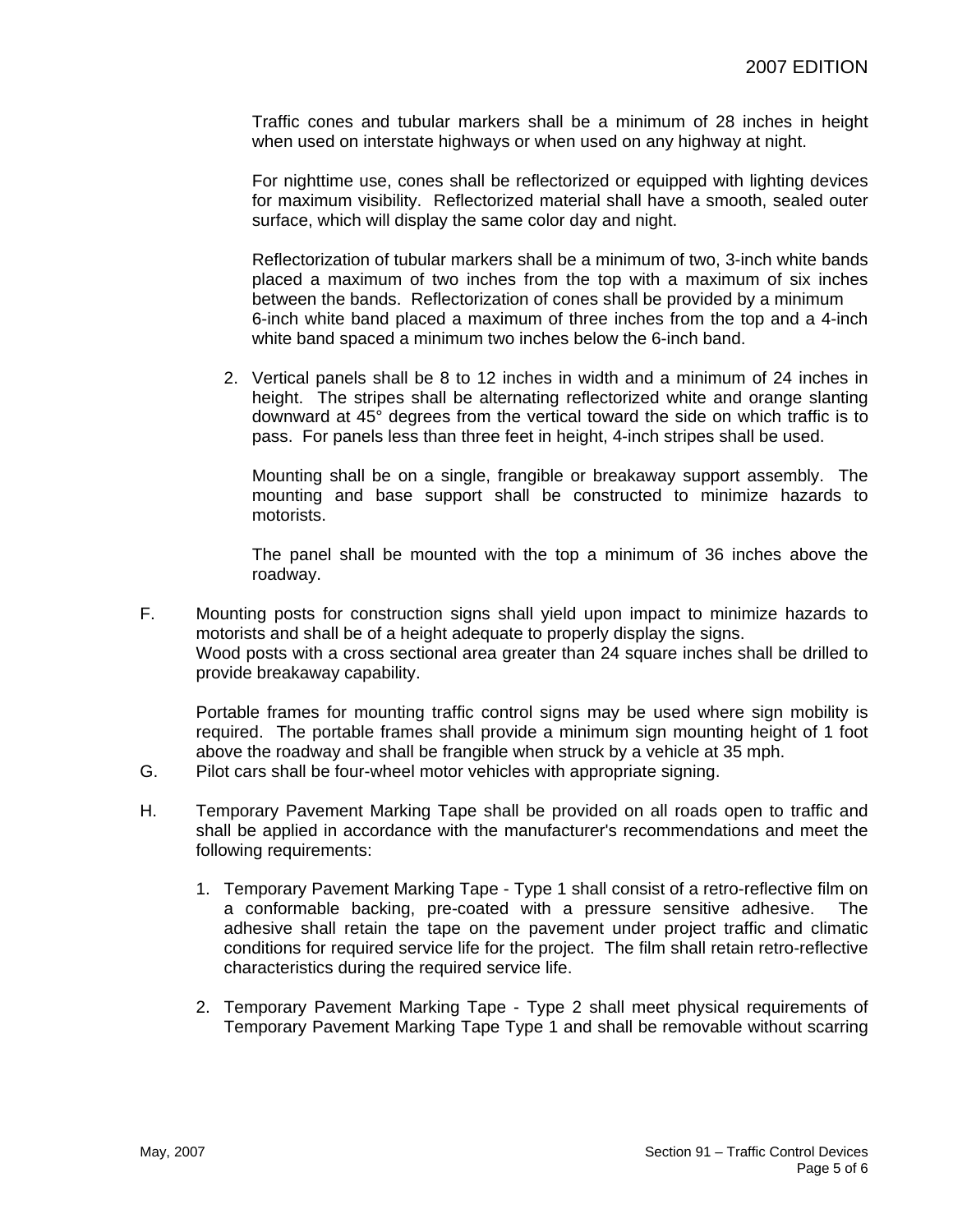Traffic cones and tubular markers shall be a minimum of 28 inches in height when used on interstate highways or when used on any highway at night.

For nighttime use, cones shall be reflectorized or equipped with lighting devices for maximum visibility. Reflectorized material shall have a smooth, sealed outer surface, which will display the same color day and night.

Reflectorization of tubular markers shall be a minimum of two, 3-inch white bands placed a maximum of two inches from the top with a maximum of six inches between the bands. Reflectorization of cones shall be provided by a minimum 6-inch white band placed a maximum of three inches from the top and a 4-inch white band spaced a minimum two inches below the 6-inch band.

2. Vertical panels shall be 8 to 12 inches in width and a minimum of 24 inches in height. The stripes shall be alternating reflectorized white and orange slanting downward at 45° degrees from the vertical toward the side on which traffic is to pass. For panels less than three feet in height, 4-inch stripes shall be used.

   Mounting shall be on a single, frangible or breakaway support assembly. The mounting and base support shall be constructed to minimize hazards to motorists.

   The panel shall be mounted with the top a minimum of 36 inches above the roadway.

F. Mounting posts for construction signs shall yield upon impact to minimize hazards to motorists and shall be of a height adequate to properly display the signs. Wood posts with a cross sectional area greater than 24 square inches shall be drilled to provide breakaway capability.

   Portable frames for mounting traffic control signs may be used where sign mobility is required. The portable frames shall provide a minimum sign mounting height of 1 foot above the roadway and shall be frangible when struck by a vehicle at 35 mph.

G. Pilot cars shall be four-wheel motor vehicles with appropriate signing.

H. Temporary Pavement Marking Tape shall be provided on all roads open to traffic and shall be applied in accordance with the manufacturer's recommendations and meet the following requirements:

   1. Temporary Pavement Marking Tape - Type 1 shall consist of a retro-reflective film on a conformable backing, pre-coated with a pressure sensitive adhesive. The adhesive shall retain the tape on the pavement under project traffic and climatic conditions for required service life for the project. The film shall retain retro-reflective characteristics during the required service life.

   2. Temporary Pavement Marking Tape - Type 2 shall meet physical requirements of Temporary Pavement Marking Tape Type 1 and shall be removable without scarring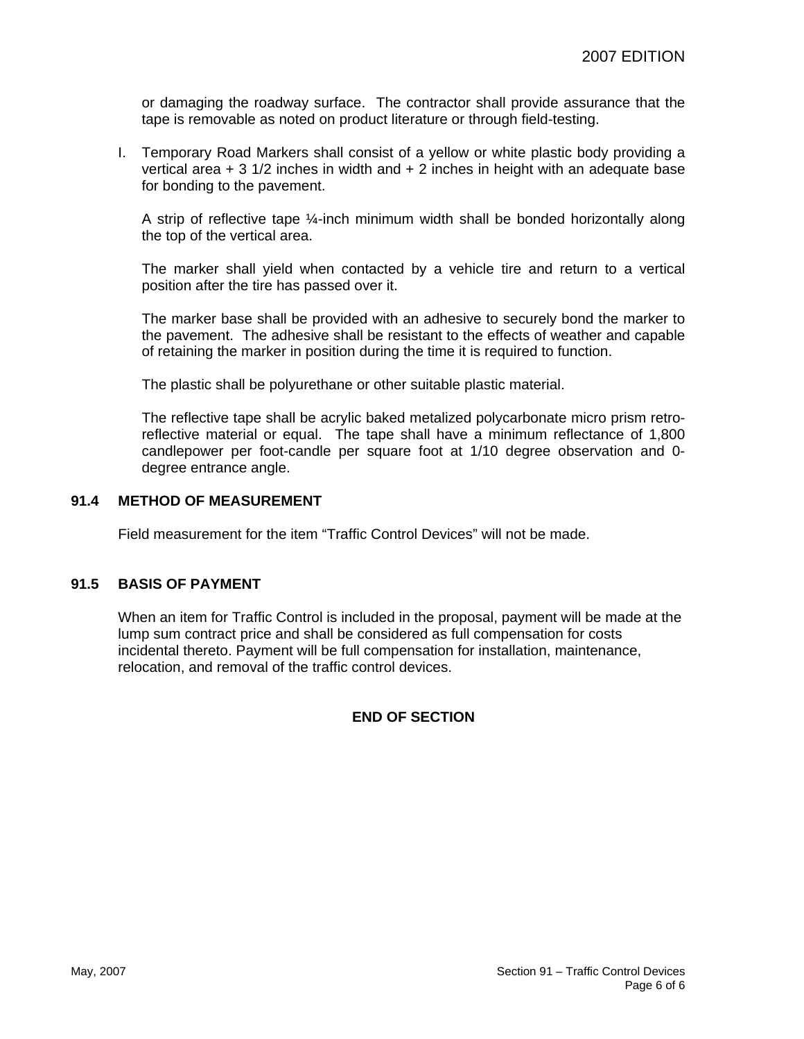or damaging the roadway surface. The contractor shall provide assurance that the tape is removable as noted on product literature or through field-testing.

I. Temporary Road Markers shall consist of a yellow or white plastic body providing a vertical area + 3 1/2 inches in width and + 2 inches in height with an adequate base for bonding to the pavement.

   A strip of reflective tape ¼-inch minimum width shall be bonded horizontally along the top of the vertical area.

   The marker shall yield when contacted by a vehicle tire and return to a vertical position after the tire has passed over it.

   The marker base shall be provided with an adhesive to securely bond the marker to the pavement. The adhesive shall be resistant to the effects of weather and capable of retaining the marker in position during the time it is required to function.

   The plastic shall be polyurethane or other suitable plastic material.

   The reflective tape shall be acrylic baked metalized polycarbonate micro prism retro-reflective material or equal. The tape shall have a minimum reflectance of 1,800 candlepower per foot-candle per square foot at 1/10 degree observation and 0-degree entrance angle.

## 91.4 METHOD OF MEASUREMENT

Field measurement for the item “Traffic Control Devices” will not be made.

## 91.5 BASIS OF PAYMENT

When an item for Traffic Control is included in the proposal, payment will be made at the lump sum contract price and shall be considered as full compensation for costs incidental thereto. Payment will be full compensation for installation, maintenance, relocation, and removal of the traffic control devices.

**END OF SECTION**